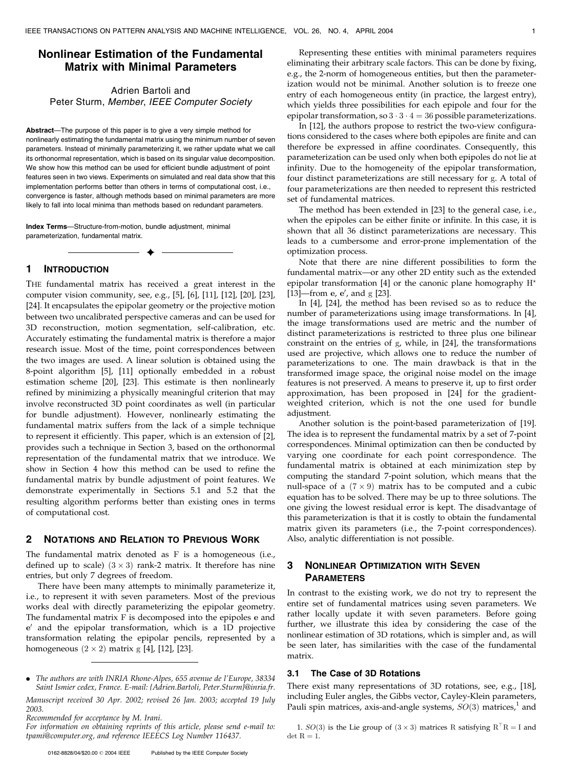# Nonlinear Estimation of the Fundamental Matrix with Minimal Parameters

Adrien Bartoli and
Peter Sturm, *Member, IEEE Computer Society*

**Abstract**—The purpose of this paper is to give a very simple method for nonlinearly estimating the fundamental matrix using the minimum number of seven parameters. Instead of minimally parameterizing it, we rather update what we call its orthonormal representation, which is based on its singular value decomposition. We show how this method can be used for efficient bundle adjustment of point features seen in two views. Experiments on simulated and real data show that this implementation performs better than others in terms of computational cost, i.e., convergence is faster, although methods based on minimal parameters are more likely to fall into local minima than methods based on redundant parameters.

**Index Terms**—Structure-from-motion, bundle adjustment, minimal parameterization, fundamental matrix.

## 1 Introduction

The fundamental matrix has received a great interest in the computer vision community, see, e.g., [5], [6], [11], [12], [20], [23], [24]. It encapsulates the epipolar geometry or the projective motion between two uncalibrated perspective cameras and can be used for 3D reconstruction, motion segmentation, self-calibration, etc. Accurately estimating the fundamental matrix is therefore a major research issue. Most of the time, point correspondences between the two images are used. A linear solution is obtained using the 8-point algorithm [5], [11] optionally embedded in a robust estimation scheme [20], [23]. This estimate is then nonlinearly refined by minimizing a physically meaningful criterion that may involve reconstructed 3D point coordinates as well (in particular for bundle adjustment). However, nonlinearly estimating the fundamental matrix suffers from the lack of a simple technique to represent it efficiently. This paper, which is an extension of [2], provides such a technique in Section 3, based on the orthonormal representation of the fundamental matrix that we introduce. We show in Section 4 how this method can be used to refine the fundamental matrix by bundle adjustment of point features. We demonstrate experimentally in Sections 5.1 and 5.2 that the resulting algorithm performs better than existing ones in terms of computational cost.

## 2 Notations and Relation to Previous Work

The fundamental matrix denoted as $\mathrm{F}$ is a homogeneous (i.e., defined up to scale) $(3 \times 3)$ rank-2 matrix. It therefore has nine entries, but only 7 degrees of freedom.

There have been many attempts to minimally parameterize it, i.e., to represent it with seven parameters. Most of the previous works deal with directly parameterizing the epipolar geometry. The fundamental matrix $\mathrm{F}$ is decomposed into the epipoles $\mathbf{e}$ and $\mathbf{e}'$ and the epipolar transformation, which is a 1D projective transformation relating the epipolar pencils, represented by a homogeneous $(2 \times 2)$ matrix $\mathrm{g}$ [4], [12], [23].

Representing these entities with minimal parameters requires eliminating their arbitrary scale factors. This can be done by fixing, e.g., the 2-norm of homogeneous entities, but then the parameterization would not be minimal. Another solution is to freeze one entry of each homogeneous entity (in practice, the largest entry), which yields three possibilities for each epipole and four for the epipolar transformation, so $3 \cdot 3 \cdot 4 = 36$ possible parameterizations.

In [12], the authors propose to restrict the two-view configurations considered to the cases where both epipoles are finite and can therefore be expressed in affine coordinates. Consequently, this parameterization can be used only when both epipoles do not lie at infinity. Due to the homogeneity of the epipolar transformation, four distinct parameterizations are still necessary for $\mathrm{g}$. A total of four parameterizations are then needed to represent this restricted set of fundamental matrices.

The method has been extended in [23] to the general case, i.e., when the epipoles can be either finite or infinite. In this case, it is shown that all 36 distinct parameterizations are necessary. This leads to a cumbersome and error-prone implementation of the optimization process.

Note that there are nine different possibilities to form the fundamental matrix—or any other 2D entity such as the extended epipolar transformation [4] or the canonic plane homography $\mathrm{H}^*$ [13]—from $\mathbf{e}$, $\mathbf{e}'$, and $\mathrm{g}$ [23].

In [4], [24], the method has been revised so as to reduce the number of parameterizations using image transformations. In [4], the image transformations used are metric and the number of distinct parameterizations is restricted to three plus one bilinear constraint on the entries of $\mathrm{g}$, while, in [24], the transformations used are projective, which allows one to reduce the number of parameterizations to one. The main drawback is that in the transformed image space, the original noise model on the image features is not preserved. A means to preserve it, up to first order approximation, has been proposed in [24] for the gradient-weighted criterion, which is not the one used for bundle adjustment.

Another solution is the point-based parameterization of [19]. The idea is to represent the fundamental matrix by a set of 7-point correspondences. Minimal optimization can then be conducted by varying one coordinate for each point correspondence. The fundamental matrix is obtained at each minimization step by computing the standard 7-point solution, which means that the null-space of a $(7 \times 9)$ matrix has to be computed and a cubic equation has to be solved. There may be up to three solutions. The one giving the lowest residual error is kept. The disadvantage of this parameterization is that it is costly to obtain the fundamental matrix given its parameters (i.e., the 7-point correspondences). Also, analytic differentiation is not possible.

## 3 Nonlinear Optimization with Seven Parameters

In contrast to the existing work, we do not try to represent the entire set of fundamental matrices using seven parameters. We rather locally update it with seven parameters. Before going further, we illustrate this idea by considering the case of the nonlinear estimation of 3D rotations, which is simpler and, as will be seen later, has similarities with the case of the fundamental matrix.

### 3.1 The Case of 3D Rotations

There exist many representations of 3D rotations, see, e.g., [18], including Euler angles, the Gibbs vector, Cayley-Klein parameters, Pauli spin matrices, axis-and-angle systems, $SO(3)$ matrices,[1] and

---

- The authors are with INRIA Rhone-Alpes, 655 avenue de l'Europe, 38334 Saint Ismier cedex, France. E-mail: {Adrien.Bartoli, Peter.Sturm}@inria.fr.

*Manuscript received 30 Apr. 2002; revised 26 Jan. 2003; accepted 19 July 2003.*

*Recommended for acceptance by M. Irani.*

*For information on obtaining reprints of this article, please send e-mail to: tpami@computer.org, and reference IEEECS Log Number 116437.*

1. $SO(3)$ is the Lie group of $(3 \times 3)$ matrices $\mathrm{R}$ satisfying $\mathrm{R}^\top \mathrm{R} = \mathrm{I}$ and $\det \mathrm{R} = 1$.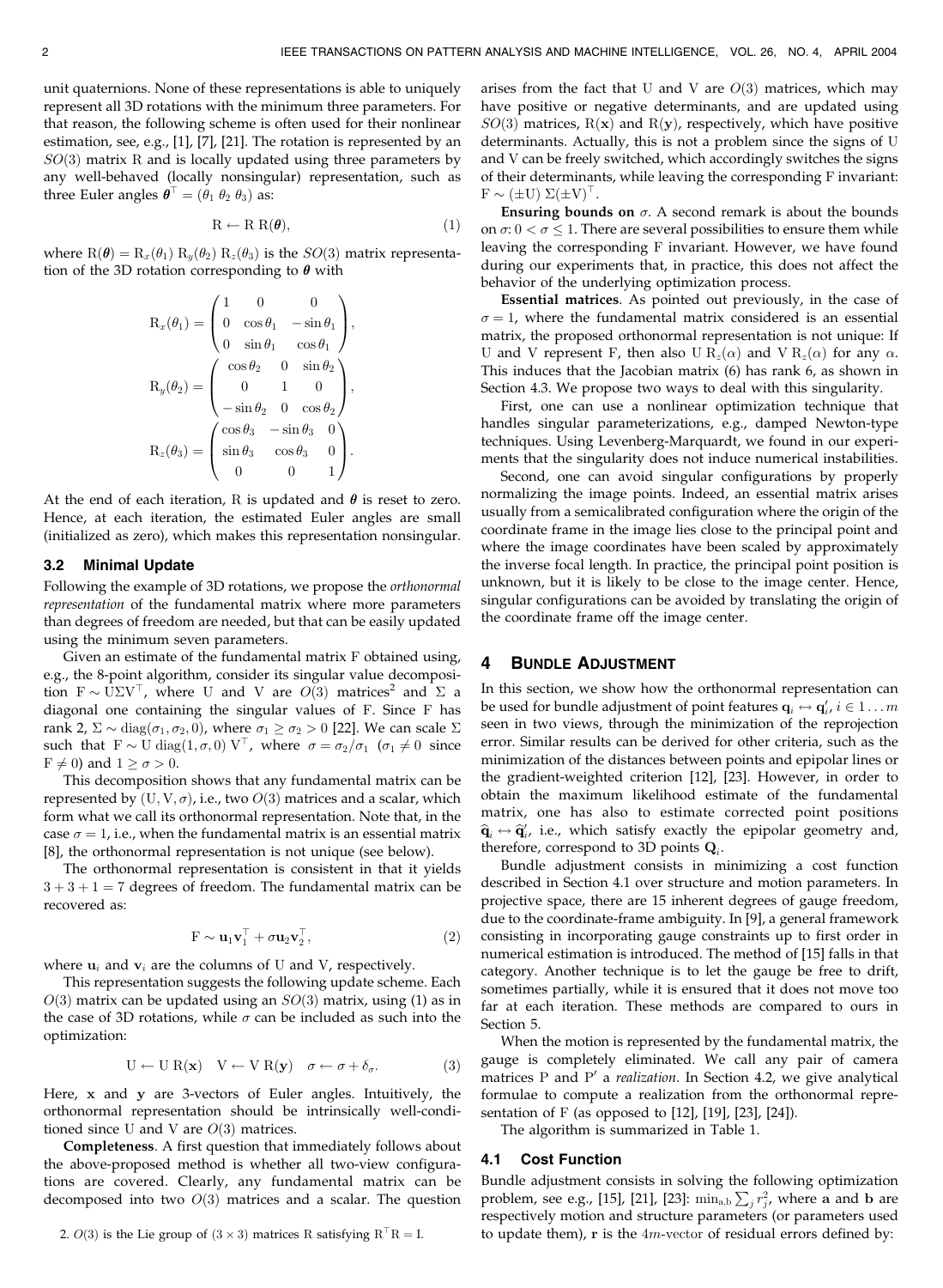unit quaternions. None of these representations is able to uniquely represent all 3D rotations with the minimum three parameters. For that reason, the following scheme is often used for their nonlinear estimation, see, e.g., [1], [7], [21]. The rotation is represented by an $SO(3)$ matrix R and is locally updated using three parameters by any well-behaved (locally nonsingular) representation, such as three Euler angles $\boldsymbol{\theta}^\top = (\theta_1\ \theta_2\ \theta_3)$ as:

$$\mathrm{R} \leftarrow \mathrm{R}\ \mathrm{R}(\boldsymbol{\theta}), \tag{1}$$

where $\mathrm{R}(\boldsymbol{\theta}) = \mathrm{R}_x(\theta_1)\ \mathrm{R}_y(\theta_2)\ \mathrm{R}_z(\theta_3)$ is the $SO(3)$ matrix representation of the 3D rotation corresponding to $\boldsymbol{\theta}$ with

$$\mathrm{R}_x(\theta_1) = \begin{pmatrix} 1 & 0 & 0 \\ 0 & \cos\theta_1 & -\sin\theta_1 \\ 0 & \sin\theta_1 & \cos\theta_1 \end{pmatrix},$$

$$\mathrm{R}_y(\theta_2) = \begin{pmatrix} \cos\theta_2 & 0 & \sin\theta_2 \\ 0 & 1 & 0 \\ -\sin\theta_2 & 0 & \cos\theta_2 \end{pmatrix},$$

$$\mathrm{R}_z(\theta_3) = \begin{pmatrix} \cos\theta_3 & -\sin\theta_3 & 0 \\ \sin\theta_3 & \cos\theta_3 & 0 \\ 0 & 0 & 1 \end{pmatrix}.$$

At the end of each iteration, R is updated and $\boldsymbol{\theta}$ is reset to zero. Hence, at each iteration, the estimated Euler angles are small (initialized as zero), which makes this representation nonsingular.

### 3.2 Minimal Update

Following the example of 3D rotations, we propose the *orthonormal representation* of the fundamental matrix where more parameters than degrees of freedom are needed, but that can be easily updated using the minimum seven parameters.

Given an estimate of the fundamental matrix F obtained using, e.g., the 8-point algorithm, consider its singular value decomposition $\mathrm{F} \sim \mathrm{U}\Sigma\mathrm{V}^\top$, where U and V are $O(3)$ matrices[2] and $\Sigma$ a diagonal one containing the singular values of F. Since F has rank 2, $\Sigma \sim \mathrm{diag}(\sigma_1, \sigma_2, 0)$, where $\sigma_1 \geq \sigma_2 > 0$ [22]. We can scale $\Sigma$ such that $\mathrm{F} \sim \mathrm{U}\ \mathrm{diag}(1, \sigma, 0)\ \mathrm{V}^\top$, where $\sigma = \sigma_2/\sigma_1$ ($\sigma_1 \neq 0$ since $\mathrm{F} \neq 0$) and $1 \geq \sigma > 0$.

This decomposition shows that any fundamental matrix can be represented by $(\mathrm{U}, \mathrm{V}, \sigma)$, i.e., two $O(3)$ matrices and a scalar, which form what we call its orthonormal representation. Note that, in the case $\sigma = 1$, i.e., when the fundamental matrix is an essential matrix [8], the orthonormal representation is not unique (see below).

The orthonormal representation is consistent in that it yields $3 + 3 + 1 = 7$ degrees of freedom. The fundamental matrix can be recovered as:

$$\mathrm{F} \sim \mathbf{u}_1\mathbf{v}_1^\top + \sigma\mathbf{u}_2\mathbf{v}_2^\top, \tag{2}$$

where $\mathbf{u}_i$ and $\mathbf{v}_i$ are the columns of U and V, respectively.

This representation suggests the following update scheme. Each $O(3)$ matrix can be updated using an $SO(3)$ matrix, using (1) as in the case of 3D rotations, while $\sigma$ can be included as such into the optimization:

$$\mathrm{U} \leftarrow \mathrm{U}\ \mathrm{R}(\mathbf{x}) \quad \mathrm{V} \leftarrow \mathrm{V}\ \mathrm{R}(\mathbf{y}) \quad \sigma \leftarrow \sigma + \delta_\sigma. \tag{3}$$

Here, $\mathbf{x}$ and $\mathbf{y}$ are 3-vectors of Euler angles. Intuitively, the orthonormal representation should be intrinsically well-conditioned since U and V are $O(3)$ matrices.

**Completeness**. A first question that immediately follows about the above-proposed method is whether all two-view configurations are covered. Clearly, any fundamental matrix can be decomposed into two $O(3)$ matrices and a scalar. The question arises from the fact that U and V are $O(3)$ matrices, which may have positive or negative determinants, and are updated using $SO(3)$ matrices, $\mathrm{R}(\mathbf{x})$ and $\mathrm{R}(\mathbf{y})$, respectively, which have positive determinants. Actually, this is not a problem since the signs of U and V can be freely switched, which accordingly switches the signs of their determinants, while leaving the corresponding F invariant: $\mathrm{F} \sim (\pm\mathrm{U})\ \Sigma(\pm\mathrm{V})^\top$.

**Ensuring bounds on** $\sigma$. A second remark is about the bounds on $\sigma$: $0 < \sigma \leq 1$. There are several possibilities to ensure them while leaving the corresponding F invariant. However, we have found during our experiments that, in practice, this does not affect the behavior of the underlying optimization process.

**Essential matrices**. As pointed out previously, in the case of $\sigma = 1$, where the fundamental matrix considered is an essential matrix, the proposed orthonormal representation is not unique: If U and V represent F, then also $\mathrm{U}\ \mathrm{R}_z(\alpha)$ and $\mathrm{V}\ \mathrm{R}_z(\alpha)$ for any $\alpha$. This induces that the Jacobian matrix (6) has rank 6, as shown in Section 4.3. We propose two ways to deal with this singularity.

First, one can use a nonlinear optimization technique that handles singular parameterizations, e.g., damped Newton-type techniques. Using Levenberg-Marquardt, we found in our experiments that the singularity does not induce numerical instabilities.

Second, one can avoid singular configurations by properly normalizing the image points. Indeed, an essential matrix arises usually from a semicalibrated configuration where the origin of the coordinate frame in the image lies close to the principal point and where the image coordinates have been scaled by approximately the inverse focal length. In practice, the principal point position is unknown, but it is likely to be close to the image center. Hence, singular configurations can be avoided by translating the origin of the coordinate frame off the image center.

## 4 Bundle Adjustment

In this section, we show how the orthonormal representation can be used for bundle adjustment of point features $\mathbf{q}_i \leftrightarrow \mathbf{q}'_i$, $i \in 1 \ldots m$ seen in two views, through the minimization of the reprojection error. Similar results can be derived for other criteria, such as the minimization of the distances between points and epipolar lines or the gradient-weighted criterion [12], [23]. However, in order to obtain the maximum likelihood estimate of the fundamental matrix, one has also to estimate corrected point positions $\widehat{\mathbf{q}}_i \leftrightarrow \widehat{\mathbf{q}}'_i$, i.e., which satisfy exactly the epipolar geometry and, therefore, correspond to 3D points $\mathbf{Q}_i$.

Bundle adjustment consists in minimizing a cost function described in Section 4.1 over structure and motion parameters. In projective space, there are 15 inherent degrees of gauge freedom, due to the coordinate-frame ambiguity. In [9], a general framework consisting in incorporating gauge constraints up to first order in numerical estimation is introduced. The method of [15] falls in that category. Another technique is to let the gauge be free to drift, sometimes partially, while it is ensured that it does not move too far at each iteration. These methods are compared to ours in Section 5.

When the motion is represented by the fundamental matrix, the gauge is completely eliminated. We call any pair of camera matrices P and P′ a *realization*. In Section 4.2, we give analytical formulae to compute a realization from the orthonormal representation of F (as opposed to [12], [19], [23], [24]).

The algorithm is summarized in Table 1.

### 4.1 Cost Function

Bundle adjustment consists in solving the following optimization problem, see e.g., [15], [21], [23]: $\min_{\mathrm{a,b}} \sum_j r_j^2$, where $\mathbf{a}$ and $\mathbf{b}$ are respectively motion and structure parameters (or parameters used to update them), $\mathbf{r}$ is the $4m$-vector of residual errors defined by:

2. $O(3)$ is the Lie group of $(3 \times 3)$ matrices R satisfying $\mathrm{R}^\top\mathrm{R} = \mathrm{I}$.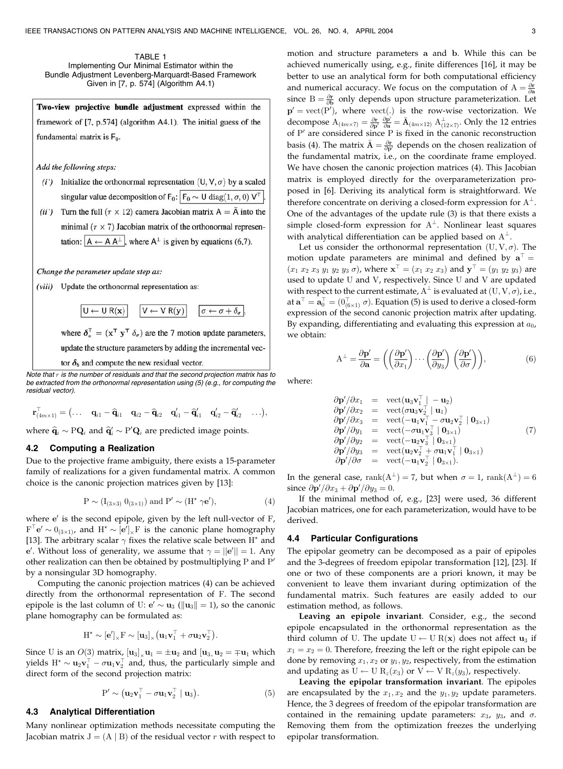TABLE 1
Implementing Our Minimal Estimator within the Bundle Adjustment Levenberg-Marquardt-Based Framework Given in [7, p. 574] (Algorithm A4.1)

**Two-view projective bundle adjustment** expressed within the framework of [7, p.574] (algorithm A4.1). The initial guess of the fundamental matrix is $\mathsf{F}_0$.

*Add the following steps:*

*(i')* Initialize the orthonormal representation $(\mathsf{U}, \mathsf{V}, \sigma)$ by a scaled singular value decomposition of $\mathsf{F}_0$: $\boxed{\mathsf{F}_0 \sim \mathsf{U}\,\mathrm{diag}(1, \sigma, 0)\,\mathsf{V}^\top}$.

*(ii')* Turn the full $(r \times 12)$ camera Jacobian matrix $\mathsf{A} = \bar{\mathsf{A}}$ into the minimal $(r \times 7)$ Jacobian matrix of the orthonormal representation: $\boxed{\mathsf{A} \leftarrow \mathsf{A}\,\mathsf{A}^\perp}$, where $\mathsf{A}^\perp$ is given by equations (6,7).

*Change the parameter update step as:*

*(viii)* Update the orthonormal representation as:

$$\boxed{\mathsf{U} \leftarrow \mathsf{U}\,\mathsf{R}(\mathbf{x})} \quad \boxed{\mathsf{V} \leftarrow \mathsf{V}\,\mathsf{R}(\mathbf{y})} \quad \boxed{\sigma \leftarrow \sigma + \delta_\sigma},$$

where $\boldsymbol{\delta}_a^\top = (\mathbf{x}^\top\ \mathbf{y}^\top\ \delta_\sigma)$ are the 7 motion update parameters, update the structure parameters by adding the incremental vector $\boldsymbol{\delta}_b$ and compute the new residual vector.

*Note that $r$ is the number of residuals and that the second projection matrix has to be extracted from the orthonormal representation using (5) (e.g., for computing the residual vector).*

$$\mathbf{r}_{(4m\times 1)}^\top = \big(\dots \quad \mathbf{q}_{i1} - \widehat{\mathbf{q}}_{i1} \quad \mathbf{q}_{i2} - \widehat{\mathbf{q}}_{i2} \quad \mathbf{q}'_{i1} - \widehat{\mathbf{q}}'_{i1} \quad \mathbf{q}'_{i2} - \widehat{\mathbf{q}}'_{i2} \quad \dots\big),$$

where $\widehat{\mathbf{q}}_i \sim \mathrm{P}\mathbf{Q}_i$ and $\widehat{\mathbf{q}}'_i \sim \mathrm{P}'\mathbf{Q}_i$ are predicted image points.

### 4.2 Computing a Realization

Due to the projective frame ambiguity, there exists a 15-parameter family of realizations for a given fundamental matrix. A common choice is the canonic projection matrices given by [13]:

$$\mathrm{P} \sim (\mathrm{I}_{(3\times 3)}\ 0_{(3\times 1)}) \text{ and } \mathrm{P}' \sim (\mathrm{H}^\star\ \gamma \mathbf{e}'), \tag{4}$$

where $\mathbf{e}'$ is the second epipole, given by the left null-vector of F, $\mathrm{F}^\top \mathbf{e}' \sim 0_{(3\times 1)}$, and $\mathrm{H}^\star \sim [\mathbf{e}']_\times \mathrm{F}$ is the canonic plane homography [13]. The arbitrary scalar $\gamma$ fixes the relative scale between $\mathrm{H}^\star$ and $\mathbf{e}'$. Without loss of generality, we assume that $\gamma = \|\mathbf{e}'\| = 1$. Any other realization can then be obtained by postmultiplying P and P′ by a nonsingular 3D homography.

Computing the canonic projection matrices (4) can be achieved directly from the orthonormal representation of F. The second epipole is the last column of U: $\mathbf{e}' \sim \mathbf{u}_3$ ($\|\mathbf{u}_3\| = 1$), so the canonic plane homography can be formulated as:

$$\mathrm{H}^\star \sim [\mathbf{e}']_\times \mathrm{F} \sim [\mathbf{u}_3]_\times \big(\mathbf{u}_1 \mathbf{v}_1^\top + \sigma \mathbf{u}_2 \mathbf{v}_2^\top\big).$$

Since U is an $O(3)$ matrix, $[\mathbf{u}_3]_\times \mathbf{u}_1 = \pm \mathbf{u}_2$ and $[\mathbf{u}_{3_\times} \mathbf{u}_2 = \mp \mathbf{u}_1$ which yields $\mathrm{H}^\star \sim \mathbf{u}_2 \mathbf{v}_1^\top - \sigma \mathbf{u}_1 \mathbf{v}_2^\top$ and, thus, the particularly simple and direct form of the second projection matrix:

$$\mathrm{P}' \sim \big(\mathbf{u}_2 \mathbf{v}_1^\top - \sigma \mathbf{u}_1 \mathbf{v}_2^\top \mid \mathbf{u}_3\big). \tag{5}$$

### 4.3 Analytical Differentiation

Many nonlinear optimization methods necessitate computing the Jacobian matrix $\mathrm{J} = (\mathrm{A} \mid \mathrm{B})$ of the residual vector $r$ with respect to motion and structure parameters **a** and **b**. While this can be achieved numerically using, e.g., finite differences [16], it may be better to use an analytical form for both computational efficiency and numerical accuracy. We focus on the computation of $\mathrm{A} = \frac{\partial \mathbf{r}}{\partial \mathbf{a}}$ since $\mathrm{B} = \frac{\partial \mathbf{r}}{\partial \mathbf{b}}$ only depends upon structure parameterization. Let $\mathbf{p}' = \mathrm{vect}(\mathrm{P}')$, where $\mathrm{vect}(.)$ is the row-wise vectorization. We decompose $\mathrm{A}_{(4m\times 7)} = \frac{\partial \mathbf{r}}{\partial \mathbf{p}'} \frac{\partial \mathbf{p}'}{\partial \mathbf{a}} = \bar{\mathrm{A}}_{(4m\times 12)}\, \mathrm{A}^\perp_{(12\times 7)}$. Only the 12 entries of P′ are considered since P is fixed in the canonic reconstruction basis (4). The matrix $\bar{\mathrm{A}} = \frac{\partial \mathbf{r}}{\partial \mathbf{p}'}$ depends on the chosen realization of the fundamental matrix, i.e., on the coordinate frame employed. We have chosen the canonic projection matrices (4). This Jacobian matrix is employed directly for the overparameterization proposed in [6]. Deriving its analytical form is straightforward. We therefore concentrate on deriving a closed-form expression for $\mathrm{A}^\perp$. One of the advantages of the update rule (3) is that there exists a simple closed-form expression for $\mathrm{A}^\perp$. Nonlinear least squares with analytical differentiation can be applied based on $\mathrm{A}^\perp$.

Let us consider the orthonormal representation $(\mathrm{U}, \mathrm{V}, \sigma)$. The motion update parameters are minimal and defined by $\mathbf{a}^\top = (x_1\ x_2\ x_3\ y_1\ y_2\ y_3\ \sigma)$, where $\mathbf{x}^\top = (x_1\ x_2\ x_3)$ and $\mathbf{y}^\top = (y_1\ y_2\ y_3)$ are used to update U and V, respectively. Since U and V are updated with respect to the current estimate, $\mathrm{A}^\perp$ is evaluated at $(\mathrm{U}, \mathrm{V}, \sigma)$, i.e., at $\mathbf{a}^\top = \mathbf{a}_0^\top = (0_{(6\times 1)}^\top\ \sigma)$. Equation (5) is used to derive a closed-form expression of the second canonic projection matrix after updating. By expanding, differentiating and evaluating this expression at $a_0$, we obtain:

$$\mathrm{A}^\perp = \frac{\partial \mathbf{p}'}{\partial \mathbf{a}} = \left( \left(\frac{\partial \mathbf{p}'}{\partial x_1}\right) \cdots \left(\frac{\partial \mathbf{p}'}{\partial y_3}\right) \left(\frac{\partial \mathbf{p}'}{\partial \sigma}\right) \right), \tag{6}$$

where:

$$\begin{array}{rcl}
\partial \mathbf{p}'/\partial x_1 & = & \mathrm{vect}(\mathbf{u}_3 \mathbf{v}_1^\top \mid -\mathbf{u}_2) \\
\partial \mathbf{p}'/\partial x_2 & = & \mathrm{vect}(\sigma \mathbf{u}_3 \mathbf{v}_2^\top \mid \mathbf{u}_1) \\
\partial \mathbf{p}'/\partial x_3 & = & \mathrm{vect}(-\mathbf{u}_1 \mathbf{v}_1^\top - \sigma \mathbf{u}_2 \mathbf{v}_2^\top \mid \mathbf{0}_{3\times 1}) \\
\partial \mathbf{p}'/\partial y_1 & = & \mathrm{vect}(-\sigma \mathbf{u}_1 \mathbf{v}_3^\top \mid \mathbf{0}_{3\times 1}) \\
\partial \mathbf{p}'/\partial y_2 & = & \mathrm{vect}(-\mathbf{u}_2 \mathbf{v}_3^\top \mid \mathbf{0}_{3\times 1}) \\
\partial \mathbf{p}'/\partial y_3 & = & \mathrm{vect}(\mathbf{u}_2 \mathbf{v}_2^\top + \sigma \mathbf{u}_1 \mathbf{v}_1^\top \mid \mathbf{0}_{3\times 1}) \\
\partial \mathbf{p}'/\partial \sigma & = & \mathrm{vect}(-\mathbf{u}_1 \mathbf{v}_2^\top \mid \mathbf{0}_{3\times 1}).
\end{array} \tag{7}$$

In the general case, $\mathrm{rank}(\mathrm{A}^\perp) = 7$, but when $\sigma = 1$, $\mathrm{rank}(\mathrm{A}^\perp) = 6$ since $\partial \mathbf{p}'/\partial x_3 + \partial \mathbf{p}'/\partial y_3 = 0$.

If the minimal method of, e.g., [23] were used, 36 different Jacobian matrices, one for each parameterization, would have to be derived.

### 4.4 Particular Configurations

The epipolar geometry can be decomposed as a pair of epipoles and the 3-degrees of freedom epipolar transformation [12], [23]. If one or two of these components are a priori known, it may be convenient to leave them invariant during optimization of the fundamental matrix. Such features are easily added to our estimation method, as follows.

**Leaving an epipole invariant**. Consider, e.g., the second epipole encapsulated in the orthonormal representation as the third column of U. The update $\mathrm{U} \leftarrow \mathrm{U}\,\mathrm{R}(\mathbf{x})$ does not affect $\mathbf{u}_3$ if $x_1 = x_2 = 0$. Therefore, freezing the left or the right epipole can be done by removing $x_1, x_2$ or $y_1, y_2$, respectively, from the estimation and updating as $\mathrm{U} \leftarrow \mathrm{U}\,\mathrm{R}_z(x_3)$ or $\mathrm{V} \leftarrow \mathrm{V}\,\mathrm{R}_z(y_3)$, respectively.

**Leaving the epipolar transformation invariant**. The epipoles are encapsulated by the $x_1, x_2$ and the $y_1, y_2$ update parameters. Hence, the 3 degrees of freedom of the epipolar transformation are contained in the remaining update parameters: $x_3$, $y_3$, and $\sigma$. Removing them from the optimization freezes the underlying epipolar transformation.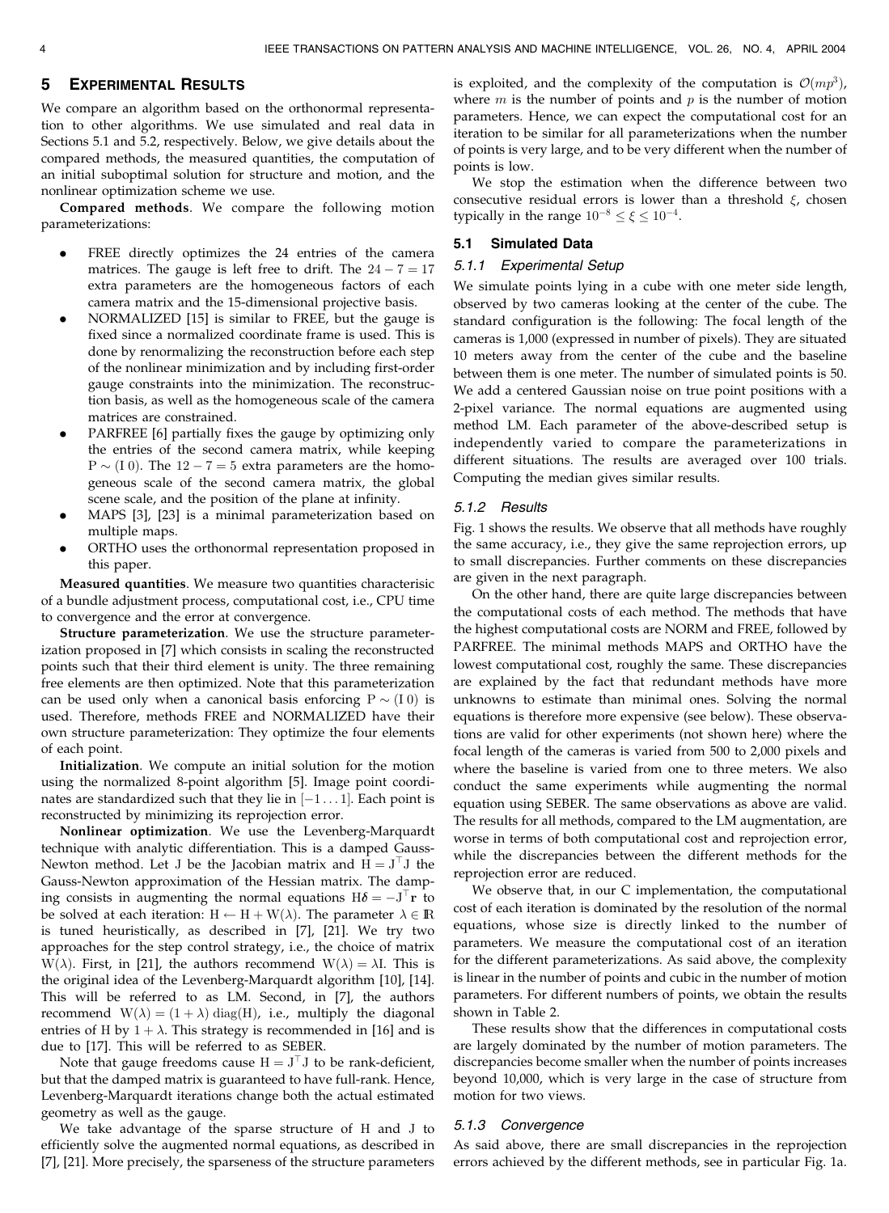## 5 Experimental Results

We compare an algorithm based on the orthonormal representation to other algorithms. We use simulated and real data in Sections 5.1 and 5.2, respectively. Below, we give details about the compared methods, the measured quantities, the computation of an initial suboptimal solution for structure and motion, and the nonlinear optimization scheme we use.

**Compared methods**. We compare the following motion parameterizations:

- FREE directly optimizes the 24 entries of the camera matrices. The gauge is left free to drift. The $24 - 7 = 17$ extra parameters are the homogeneous factors of each camera matrix and the 15-dimensional projective basis.
- NORMALIZED [15] is similar to FREE, but the gauge is fixed since a normalized coordinate frame is used. This is done by renormalizing the reconstruction before each step of the nonlinear minimization and by including first-order gauge constraints into the minimization. The reconstruction basis, as well as the homogeneous scale of the camera matrices are constrained.
- PARFREE [6] partially fixes the gauge by optimizing only the entries of the second camera matrix, while keeping $\mathrm{P} \sim (\mathrm{I}\,0)$. The $12 - 7 = 5$ extra parameters are the homogeneous scale of the second camera matrix, the global scene scale, and the position of the plane at infinity.
- MAPS [3], [23] is a minimal parameterization based on multiple maps.
- ORTHO uses the orthonormal representation proposed in this paper.

**Measured quantities**. We measure two quantities characterisic of a bundle adjustment process, computational cost, i.e., CPU time to convergence and the error at convergence.

**Structure parameterization**. We use the structure parameterization proposed in [7] which consists in scaling the reconstructed points such that their third element is unity. The three remaining free elements are then optimized. Note that this parameterization can be used only when a canonical basis enforcing $\mathrm{P} \sim (\mathrm{I}\,0)$ is used. Therefore, methods FREE and NORMALIZED have their own structure parameterization: They optimize the four elements of each point.

**Initialization**. We compute an initial solution for the motion using the normalized 8-point algorithm [5]. Image point coordinates are standardized such that they lie in $[-1 \ldots 1]$. Each point is reconstructed by minimizing its reprojection error.

**Nonlinear optimization**. We use the Levenberg-Marquardt technique with analytic differentiation. This is a damped Gauss-Newton method. Let J be the Jacobian matrix and $\mathrm{H} = \mathrm{J}^\top \mathrm{J}$ the Gauss-Newton approximation of the Hessian matrix. The damping consists in augmenting the normal equations $\mathrm{H}\delta = -\mathrm{J}^\top \mathbf{r}$ to be solved at each iteration: $\mathrm{H} \leftarrow \mathrm{H} + \mathrm{W}(\lambda)$. The parameter $\lambda \in \mathbb{R}$ is tuned heuristically, as described in [7], [21]. We try two approaches for the step control strategy, i.e., the choice of matrix $\mathrm{W}(\lambda)$. First, in [21], the authors recommend $\mathrm{W}(\lambda) = \lambda \mathrm{I}$. This is the original idea of the Levenberg-Marquardt algorithm [10], [14]. This will be referred to as LM. Second, in [7], the authors recommend $\mathrm{W}(\lambda) = (1 + \lambda)\,\mathrm{diag}(\mathrm{H})$, i.e., multiply the diagonal entries of H by $1 + \lambda$. This strategy is recommended in [16] and is due to [17]. This will be referred to as SEBER.

Note that gauge freedoms cause $\mathrm{H} = \mathrm{J}^\top \mathrm{J}$ to be rank-deficient, but that the damped matrix is guaranteed to have full-rank. Hence, Levenberg-Marquardt iterations change both the actual estimated geometry as well as the gauge.

We take advantage of the sparse structure of H and J to efficiently solve the augmented normal equations, as described in [7], [21]. More precisely, the sparseness of the structure parameters is exploited, and the complexity of the computation is $\mathcal{O}(mp^3)$, where $m$ is the number of points and $p$ is the number of motion parameters. Hence, we can expect the computational cost for an iteration to be similar for all parameterizations when the number of points is very large, and to be very different when the number of points is low.

We stop the estimation when the difference between two consecutive residual errors is lower than a threshold $\xi$, chosen typically in the range $10^{-8} \leq \xi \leq 10^{-4}$.

### 5.1 Simulated Data

#### 5.1.1 Experimental Setup

We simulate points lying in a cube with one meter side length, observed by two cameras looking at the center of the cube. The standard configuration is the following: The focal length of the cameras is 1,000 (expressed in number of pixels). They are situated 10 meters away from the center of the cube and the baseline between them is one meter. The number of simulated points is 50. We add a centered Gaussian noise on true point positions with a 2-pixel variance. The normal equations are augmented using method LM. Each parameter of the above-described setup is independently varied to compare the parameterizations in different situations. The results are averaged over 100 trials. Computing the median gives similar results.

#### 5.1.2 Results

Fig. 1 shows the results. We observe that all methods have roughly the same accuracy, i.e., they give the same reprojection errors, up to small discrepancies. Further comments on these discrepancies are given in the next paragraph.

On the other hand, there are quite large discrepancies between the computational costs of each method. The methods that have the highest computational costs are NORM and FREE, followed by PARFREE. The minimal methods MAPS and ORTHO have the lowest computational cost, roughly the same. These discrepancies are explained by the fact that redundant methods have more unknowns to estimate than minimal ones. Solving the normal equations is therefore more expensive (see below). These observations are valid for other experiments (not shown here) where the focal length of the cameras is varied from 500 to 2,000 pixels and where the baseline is varied from one to three meters. We also conduct the same experiments while augmenting the normal equation using SEBER. The same observations as above are valid. The results for all methods, compared to the LM augmentation, are worse in terms of both computational cost and reprojection error, while the discrepancies between the different methods for the reprojection error are reduced.

We observe that, in our C implementation, the computational cost of each iteration is dominated by the resolution of the normal equations, whose size is directly linked to the number of parameters. We measure the computational cost of an iteration for the different parameterizations. As said above, the complexity is linear in the number of points and cubic in the number of motion parameters. For different numbers of points, we obtain the results shown in Table 2.

These results show that the differences in computational costs are largely dominated by the number of motion parameters. The discrepancies become smaller when the number of points increases beyond 10,000, which is very large in the case of structure from motion for two views.

#### 5.1.3 Convergence

As said above, there are small discrepancies in the reprojection errors achieved by the different methods, see in particular Fig. 1a.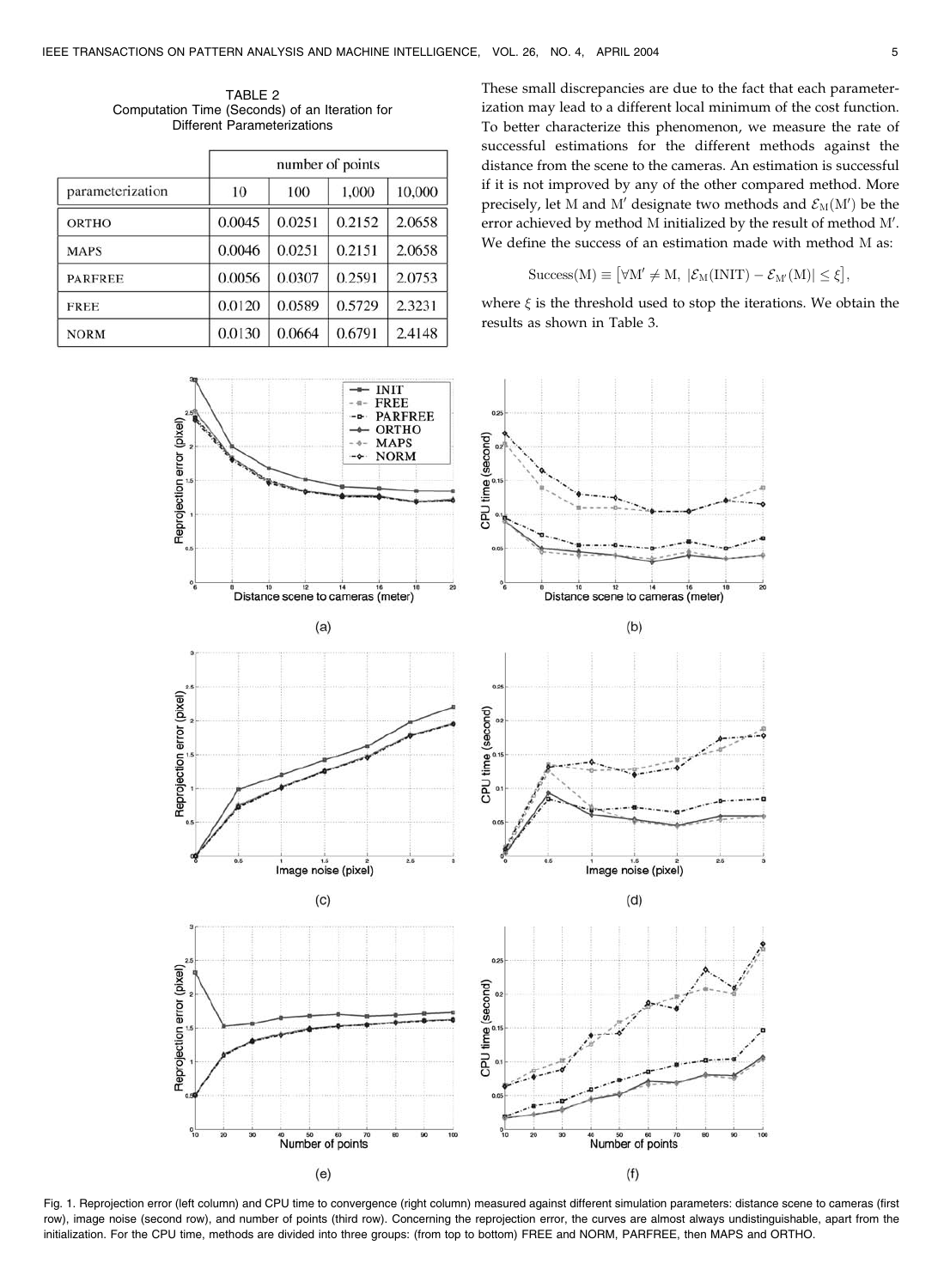TABLE 2
Computation Time (Seconds) of an Iteration for Different Parameterizations

| parameterization | number of points | | | |
|---|---|---|---|---|
| | 10 | 100 | 1,000 | 10,000 |
| ORTHO | 0.0045 | 0.0251 | 0.2152 | 2.0658 |
| MAPS | 0.0046 | 0.0251 | 0.2151 | 2.0658 |
| PARFREE | 0.0056 | 0.0307 | 0.2591 | 2.0753 |
| FREE | 0.0120 | 0.0589 | 0.5729 | 2.3231 |
| NORM | 0.0130 | 0.0664 | 0.6791 | 2.4148 |

These small discrepancies are due to the fact that each parameterization may lead to a different local minimum of the cost function. To better characterize this phenomenon, we measure the rate of successful estimations for the different methods against the distance from the scene to the cameras. An estimation is successful if it is not improved by any of the other compared method. More precisely, let $\mathrm{M}$ and $\mathrm{M}'$ designate two methods and $\mathcal{E}_{\mathrm{M}}(\mathrm{M}')$ be the error achieved by method $\mathrm{M}$ initialized by the result of method $\mathrm{M}'$. We define the success of an estimation made with method $\mathrm{M}$ as:

$$\mathrm{Success}(\mathrm{M}) \equiv \left[\forall \mathrm{M}' \neq \mathrm{M},\ |\mathcal{E}_{\mathrm{M}}(\mathrm{INIT}) - \mathcal{E}_{\mathrm{M}'}(\mathrm{M})| \leq \xi\right],$$

where $\xi$ is the threshold used to stop the iterations. We obtain the results as shown in Table 3.

Fig. 1. Reprojection error (left column) and CPU time to convergence (right column) measured against different simulation parameters: distance scene to cameras (first row), image noise (second row), and number of points (third row). Concerning the reprojection error, the curves are almost always undistinguishable, apart from the initialization. For the CPU time, methods are divided into three groups: (from top to bottom) FREE and NORM, PARFREE, then MAPS and ORTHO.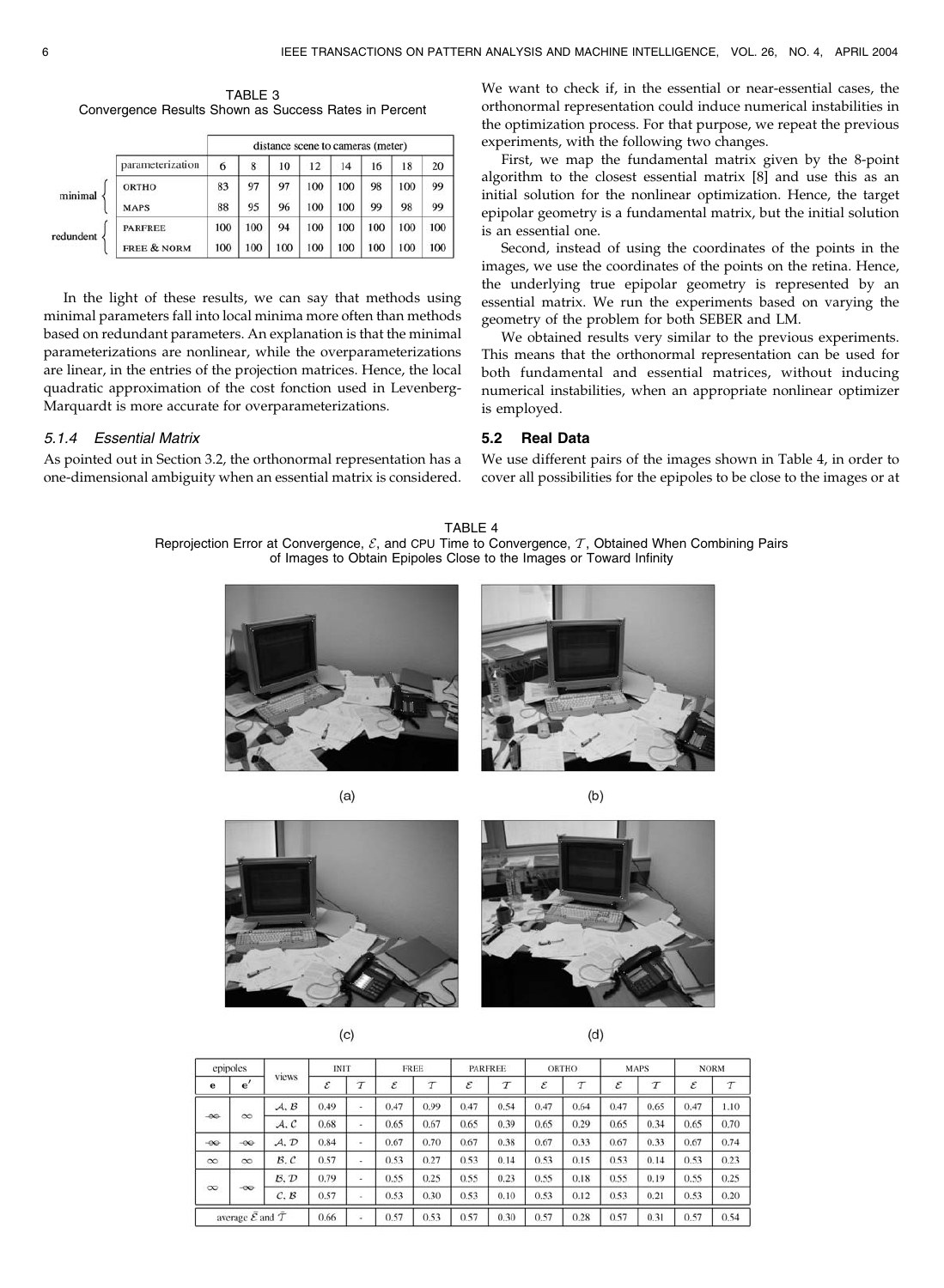TABLE 3
Convergence Results Shown as Success Rates in Percent

| | parameterization | 6 | 8 | 10 | 12 | 14 | 16 | 18 | 20 |
|---|---|---|---|---|---|---|---|---|---|
| | | distance scene to cameras (meter) | | | | | | | |
| minimal | ORTHO | 83 | 97 | 97 | 100 | 100 | 98 | 100 | 99 |
| | MAPS | 88 | 95 | 96 | 100 | 100 | 99 | 98 | 99 |
| redundent | PARFREE | 100 | 100 | 94 | 100 | 100 | 100 | 100 | 100 |
| | FREE & NORM | 100 | 100 | 100 | 100 | 100 | 100 | 100 | 100 |

In the light of these results, we can say that methods using minimal parameters fall into local minima more often than methods based on redundant parameters. An explanation is that the minimal parameterizations are nonlinear, while the overparameterizations are linear, in the entries of the projection matrices. Hence, the local quadratic approximation of the cost fonction used in Levenberg-Marquardt is more accurate for overparameterizations.

#### 5.1.4 Essential Matrix

As pointed out in Section 3.2, the orthonormal representation has a one-dimensional ambiguity when an essential matrix is considered. We want to check if, in the essential or near-essential cases, the orthonormal representation could induce numerical instabilities in the optimization process. For that purpose, we repeat the previous experiments, with the following two changes.

First, we map the fundamental matrix given by the 8-point algorithm to the closest essential matrix [8] and use this as an initial solution for the nonlinear optimization. Hence, the target epipolar geometry is a fundamental matrix, but the initial solution is an essential one.

Second, instead of using the coordinates of the points in the images, we use the coordinates of the points on the retina. Hence, the underlying true epipolar geometry is represented by an essential matrix. We run the experiments based on varying the geometry of the problem for both SEBER and LM.

We obtained results very similar to the previous experiments. This means that the orthonormal representation can be used for both fundamental and essential matrices, without inducing numerical instabilities, when an appropriate nonlinear optimizer is employed.

### 5.2 Real Data

We use different pairs of the images shown in Table 4, in order to cover all possibilities for the epipoles to be close to the images or at

TABLE 4
Reprojection Error at Convergence, $\mathcal{E}$, and CPU Time to Convergence, $\mathcal{T}$, Obtained When Combining Pairs of Images to Obtain Epipoles Close to the Images or Toward Infinity

(a) (b)

(c) (d)

| epipoles $\mathbf{e}$ | epipoles $\mathbf{e}'$ | views | INIT $\mathcal{E}$ | INIT $\mathcal{T}$ | FREE $\mathcal{E}$ | FREE $\mathcal{T}$ | PARFREE $\mathcal{E}$ | PARFREE $\mathcal{T}$ | ORTHO $\mathcal{E}$ | ORTHO $\mathcal{T}$ | MAPS $\mathcal{E}$ | MAPS $\mathcal{T}$ | NORM $\mathcal{E}$ | NORM $\mathcal{T}$ |
|---|---|---|---|---|---|---|---|---|---|---|---|---|---|---|
| $\not\infty$ | $\infty$ | $\mathcal{A},\mathcal{B}$ | 0.49 | - | 0.47 | 0.99 | 0.47 | 0.54 | 0.47 | 0.64 | 0.47 | 0.65 | 0.47 | 1.10 |
| | | $\mathcal{A},\mathcal{C}$ | 0.68 | - | 0.65 | 0.67 | 0.65 | 0.39 | 0.65 | 0.29 | 0.65 | 0.34 | 0.65 | 0.70 |
| $\not\infty$ | $\not\infty$ | $\mathcal{A},\mathcal{D}$ | 0.84 | - | 0.67 | 0.70 | 0.67 | 0.38 | 0.67 | 0.33 | 0.67 | 0.33 | 0.67 | 0.74 |
| $\infty$ | $\infty$ | $\mathcal{B},\mathcal{C}$ | 0.57 | - | 0.53 | 0.27 | 0.53 | 0.14 | 0.53 | 0.15 | 0.53 | 0.14 | 0.53 | 0.23 |
| $\infty$ | $\not\infty$ | $\mathcal{B},\mathcal{D}$ | 0.79 | - | 0.55 | 0.25 | 0.55 | 0.23 | 0.55 | 0.18 | 0.55 | 0.19 | 0.55 | 0.25 |
| | | $\mathcal{C},\mathcal{B}$ | 0.57 | - | 0.53 | 0.30 | 0.53 | 0.10 | 0.53 | 0.12 | 0.53 | 0.21 | 0.53 | 0.20 |
| average $\bar{\mathcal{E}}$ and $\bar{\mathcal{T}}$ | | | 0.66 | - | 0.57 | 0.53 | 0.57 | 0.30 | 0.57 | 0.28 | 0.57 | 0.31 | 0.57 | 0.54 |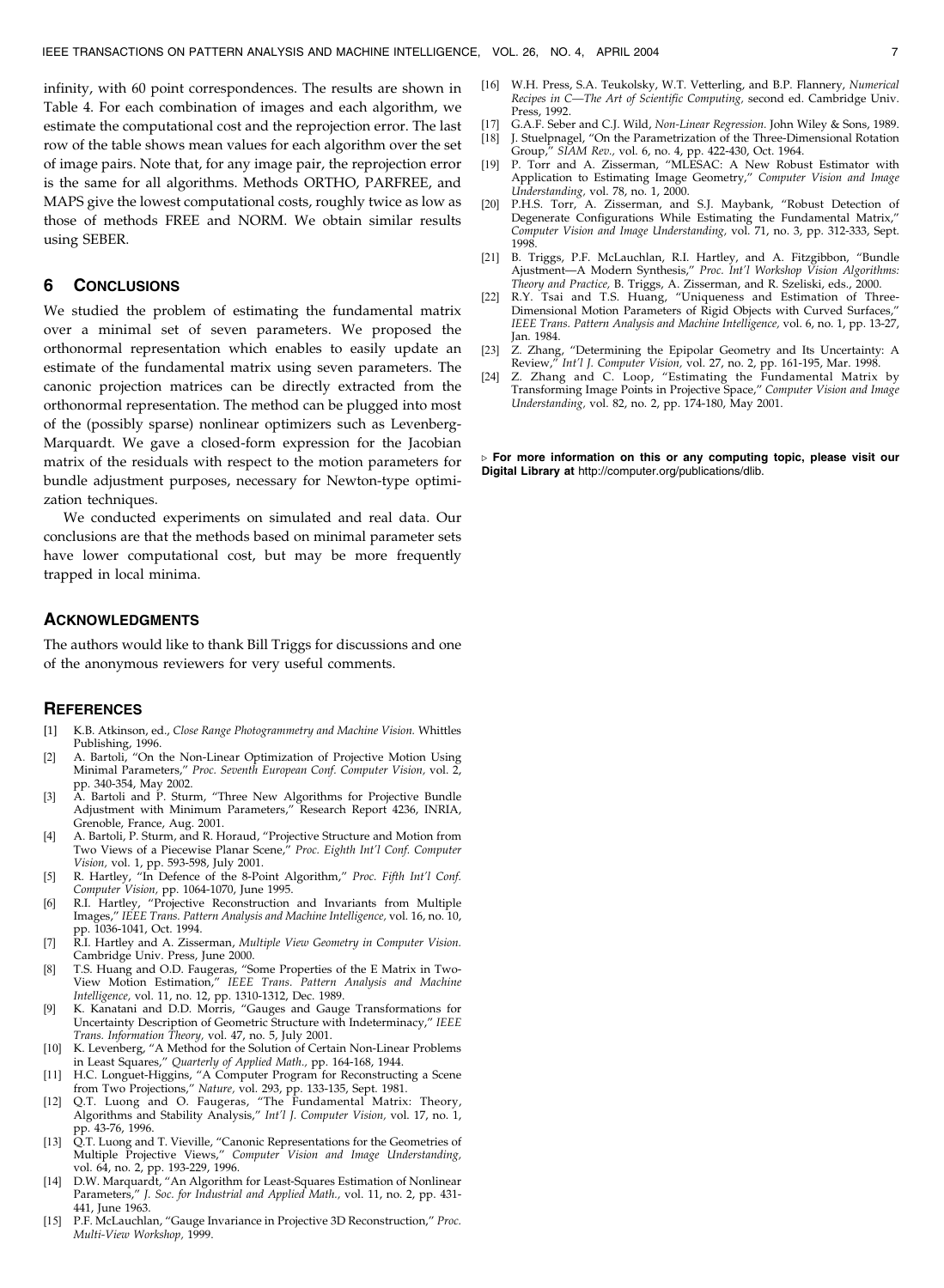infinity, with 60 point correspondences. The results are shown in Table 4. For each combination of images and each algorithm, we estimate the computational cost and the reprojection error. The last row of the table shows mean values for each algorithm over the set of image pairs. Note that, for any image pair, the reprojection error is the same for all algorithms. Methods ORTHO, PARFREE, and MAPS give the lowest computational costs, roughly twice as low as those of methods FREE and NORM. We obtain similar results using SEBER.

## 6 Conclusions

We studied the problem of estimating the fundamental matrix over a minimal set of seven parameters. We proposed the orthonormal representation which enables to easily update an estimate of the fundamental matrix using seven parameters. The canonic projection matrices can be directly extracted from the orthonormal representation. The method can be plugged into most of the (possibly sparse) nonlinear optimizers such as Levenberg-Marquardt. We gave a closed-form expression for the Jacobian matrix of the residuals with respect to the motion parameters for bundle adjustment purposes, necessary for Newton-type optimization techniques.

We conducted experiments on simulated and real data. Our conclusions are that the methods based on minimal parameter sets have lower computational cost, but may be more frequently trapped in local minima.

## Acknowledgments

The authors would like to thank Bill Triggs for discussions and one of the anonymous reviewers for very useful comments.

## References

[1] K.B. Atkinson, ed., *Close Range Photogrammetry and Machine Vision.* Whittles Publishing, 1996.

[2] A. Bartoli, "On the Non-Linear Optimization of Projective Motion Using Minimal Parameters," *Proc. Seventh European Conf. Computer Vision,* vol. 2, pp. 340-354, May 2002.

[3] A. Bartoli and P. Sturm, "Three New Algorithms for Projective Bundle Adjustment with Minimum Parameters," Research Report 4236, INRIA, Grenoble, France, Aug. 2001.

[4] A. Bartoli, P. Sturm, and R. Horaud, "Projective Structure and Motion from Two Views of a Piecewise Planar Scene," *Proc. Eighth Int'l Conf. Computer Vision,* vol. 1, pp. 593-598, July 2001.

[5] R. Hartley, "In Defence of the 8-Point Algorithm," *Proc. Fifth Int'l Conf. Computer Vision,* pp. 1064-1070, June 1995.

[6] R.I. Hartley, "Projective Reconstruction and Invariants from Multiple Images," *IEEE Trans. Pattern Analysis and Machine Intelligence,* vol. 16, no. 10, pp. 1036-1041, Oct. 1994.

[7] R.I. Hartley and A. Zisserman, *Multiple View Geometry in Computer Vision.* Cambridge Univ. Press, June 2000.

[8] T.S. Huang and O.D. Faugeras, "Some Properties of the E Matrix in Two-View Motion Estimation," *IEEE Trans. Pattern Analysis and Machine Intelligence,* vol. 11, no. 12, pp. 1310-1312, Dec. 1989.

[9] K. Kanatani and D.D. Morris, "Gauges and Gauge Transformations for Uncertainty Description of Geometric Structure with Indeterminacy," *IEEE Trans. Information Theory,* vol. 47, no. 5, July 2001.

[10] K. Levenberg, "A Method for the Solution of Certain Non-Linear Problems in Least Squares," *Quarterly of Applied Math.,* pp. 164-168, 1944.

[11] H.C. Longuet-Higgins, "A Computer Program for Reconstructing a Scene from Two Projections," *Nature,* vol. 293, pp. 133-135, Sept. 1981.

[12] Q.T. Luong and O. Faugeras, "The Fundamental Matrix: Theory, Algorithms and Stability Analysis," *Int'l J. Computer Vision,* vol. 17, no. 1, pp. 43-76, 1996.

[13] Q.T. Luong and T. Vieville, "Canonic Representations for the Geometries of Multiple Projective Views," *Computer Vision and Image Understanding,* vol. 64, no. 2, pp. 193-229, 1996.

[14] D.W. Marquardt, "An Algorithm for Least-Squares Estimation of Nonlinear Parameters," *J. Soc. for Industrial and Applied Math.,* vol. 11, no. 2, pp. 431-441, June 1963.

[15] P.F. McLauchlan, "Gauge Invariance in Projective 3D Reconstruction," *Proc. Multi-View Workshop,* 1999.

[16] W.H. Press, S.A. Teukolsky, W.T. Vetterling, and B.P. Flannery, *Numerical Recipes in C—The Art of Scientific Computing,* second ed. Cambridge Univ. Press, 1992.

[17] G.A.F. Seber and C.J. Wild, *Non-Linear Regression.* John Wiley & Sons, 1989.

[18] J. Stuelpnagel, "On the Parametrization of the Three-Dimensional Rotation Group," *SIAM Rev.,* vol. 6, no. 4, pp. 422-430, Oct. 1964.

[19] P. Torr and A. Zisserman, "MLESAC: A New Robust Estimator with Application to Estimating Image Geometry," *Computer Vision and Image Understanding,* vol. 78, no. 1, 2000.

[20] P.H.S. Torr, A. Zisserman, and S.J. Maybank, "Robust Detection of Degenerate Configurations While Estimating the Fundamental Matrix," *Computer Vision and Image Understanding,* vol. 71, no. 3, pp. 312-333, Sept. 1998.

[21] B. Triggs, P.F. McLauchlan, R.I. Hartley, and A. Fitzgibbon, "Bundle Ajustment—A Modern Synthesis," *Proc. Int'l Workshop Vision Algorithms: Theory and Practice,* B. Triggs, A. Zisserman, and R. Szeliski, eds., 2000.

[22] R.Y. Tsai and T.S. Huang, "Uniqueness and Estimation of Three-Dimensional Motion Parameters of Rigid Objects with Curved Surfaces," *IEEE Trans. Pattern Analysis and Machine Intelligence,* vol. 6, no. 1, pp. 13-27, Jan. 1984.

[23] Z. Zhang, "Determining the Epipolar Geometry and Its Uncertainty: A Review," *Int'l J. Computer Vision,* vol. 27, no. 2, pp. 161-195, Mar. 1998.

[24] Z. Zhang and C. Loop, "Estimating the Fundamental Matrix by Transforming Image Points in Projective Space," *Computer Vision and Image Understanding,* vol. 82, no. 2, pp. 174-180, May 2001.

▷ **For more information on this or any computing topic, please visit our Digital Library at** http://computer.org/publications/dlib.